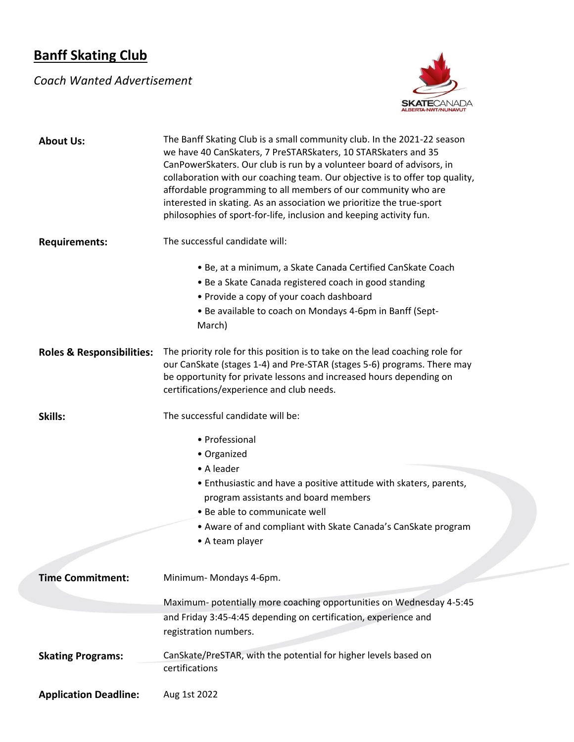# Banff Skating Club

*Coach Wanted Advertisement*

**About Us:**

The Banff Skating Club is a small community club. In the 2021-22 season we have 40 CanSkaters, 7 PreSTARSkaters, 10 STARSkaters and 35 CanPowerSkaters. Our club is run by a volunteer board of advisors, in collaboration with our coaching team. Our objective is to offer top quality, affordable programming to all members of our community who are interested in skating. As an association we prioritize the true-sport philosophies of sport-for-life, inclusion and keeping activity fun.

**Requirements:**

The successful candidate will:

- Be, at a minimum, a Skate Canada Certified CanSkate Coach
- Be a Skate Canada registered coach in good standing
- Provide a copy of your coach dashboard
- Be available to coach on Mondays 4-6pm in Banff (Sept-March)

**Roles & Responsibilities:**

The priority role for this position is to take on the lead coaching role for our CanSkate (stages 1-4) and Pre-STAR (stages 5-6) programs. There may be opportunity for private lessons and increased hours depending on certifications/experience and club needs.

**Skills:**

The successful candidate will be:

- Professional
- Organized
- A leader
- Enthusiastic and have a positive attitude with skaters, parents, program assistants and board members
- Be able to communicate well
- Aware of and compliant with Skate Canada's CanSkate program
- A team player

**Time Commitment:**

Minimum- Mondays 4-6pm.

Maximum- potentially more coaching opportunities on Wednesday 4-5:45 and Friday 3:45-4:45 depending on certification, experience and registration numbers.

**Skating Programs:**

CanSkate/PreSTAR, with the potential for higher levels based on certifications

**Application Deadline:**

Aug 1st 2022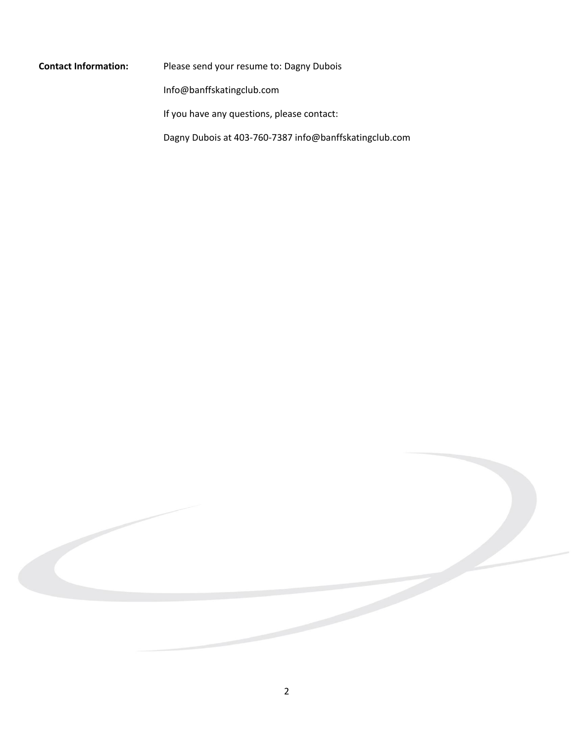**Contact Information:** Please send your resume to: Dagny Dubois

Info@banffskatingclub.com

If you have any questions, please contact:

Dagny Dubois at 403-760-7387 info@banffskatingclub.com